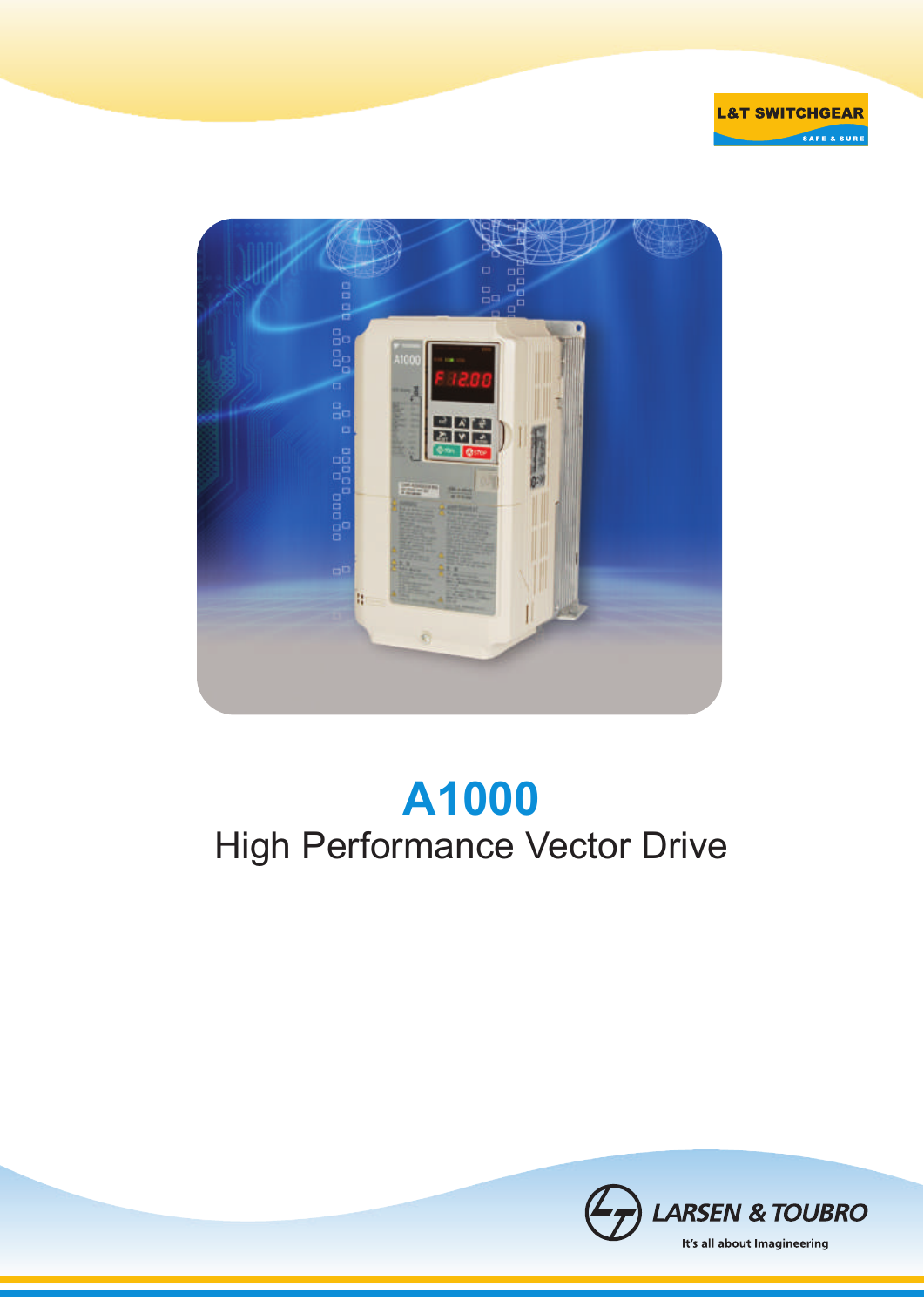L&T SWITCHGEAR

SAFE & SURE

# A1000

## High Performance Vector Drive

LARSEN & TOUBRO

It's all about Imagineering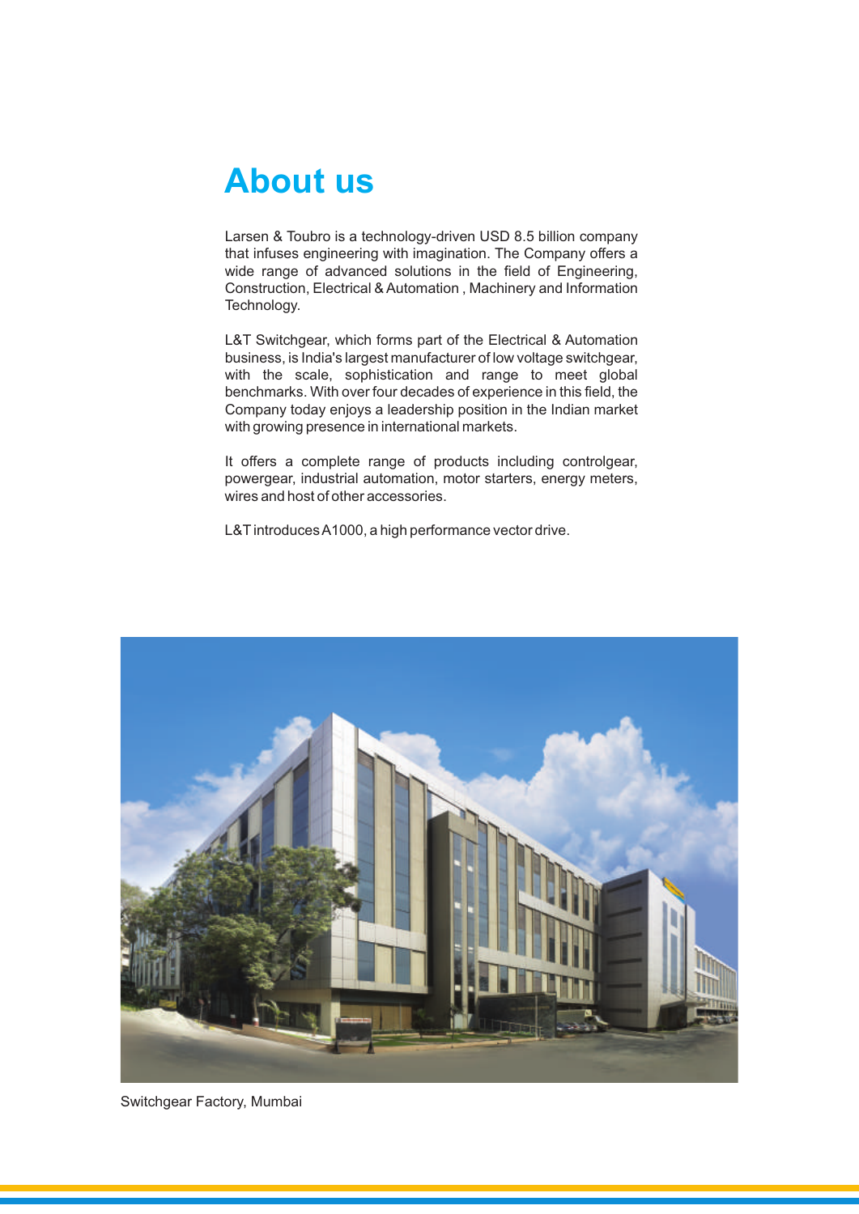# About us

Larsen & Toubro is a technology-driven USD 8.5 billion company that infuses engineering with imagination. The Company offers a wide range of advanced solutions in the field of Engineering, Construction, Electrical & Automation , Machinery and Information Technology.

L&T Switchgear, which forms part of the Electrical & Automation business, is India's largest manufacturer of low voltage switchgear, with the scale, sophistication and range to meet global benchmarks. With over four decades of experience in this field, the Company today enjoys a leadership position in the Indian market with growing presence in international markets.

It offers a complete range of products including controlgear, powergear, industrial automation, motor starters, energy meters, wires and host of other accessories.

L&T introduces A1000, a high performance vector drive.

Switchgear Factory, Mumbai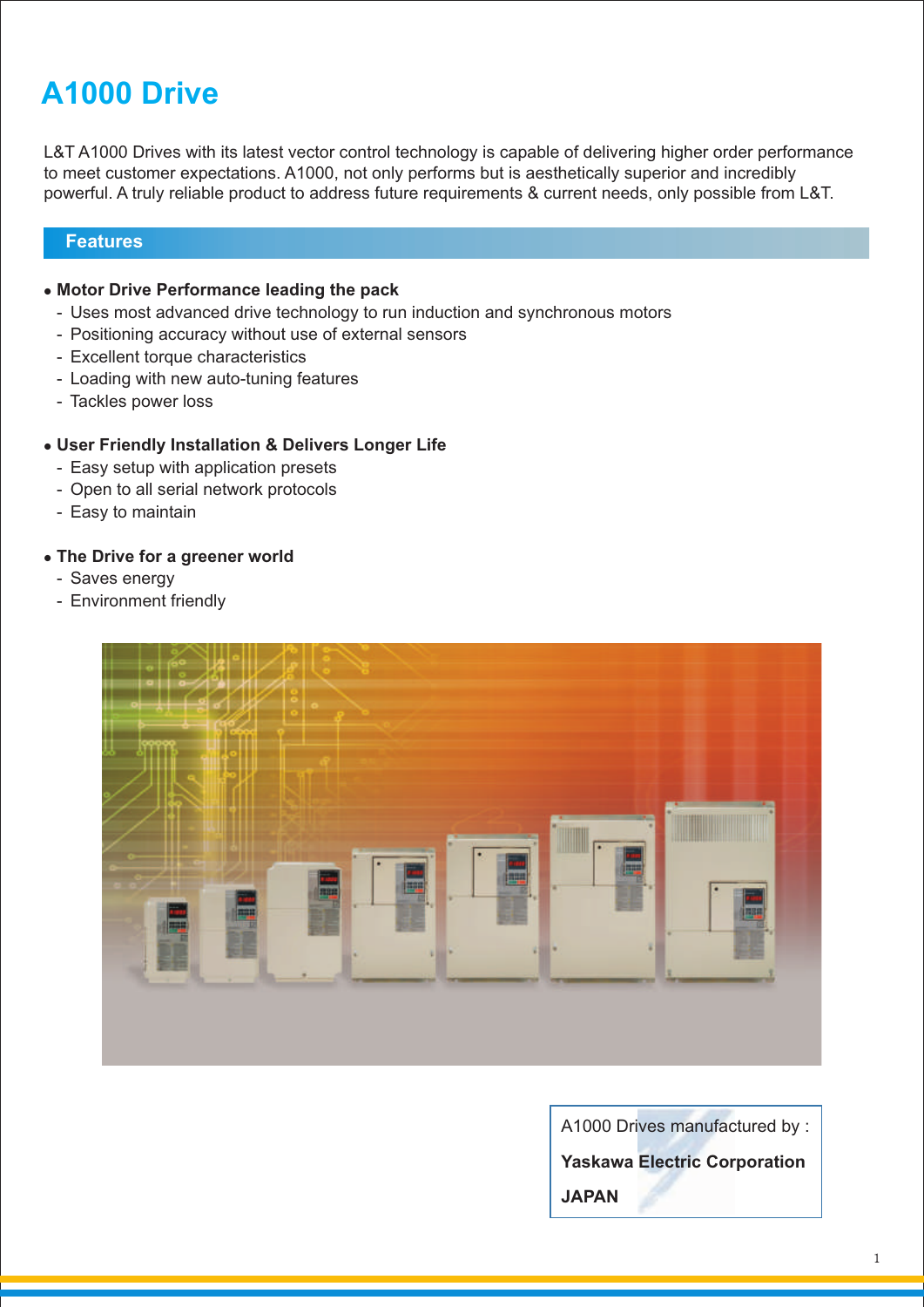# A1000 Drive

L&T A1000 Drives with its latest vector control technology is capable of delivering higher order performance to meet customer expectations. A1000, not only performs but is aesthetically superior and incredibly powerful. A truly reliable product to address future requirements & current needs, only possible from L&T.

## Features

- **Motor Drive Performance leading the pack**
  - Uses most advanced drive technology to run induction and synchronous motors
  - Positioning accuracy without use of external sensors
  - Excellent torque characteristics
  - Loading with new auto-tuning features
  - Tackles power loss

- **User Friendly Installation & Delivers Longer Life**
  - Easy setup with application presets
  - Open to all serial network protocols
  - Easy to maintain

- **The Drive for a greener world**
  - Saves energy
  - Environment friendly

A1000 Drives manufactured by :

**Yaskawa Electric Corporation**

**JAPAN**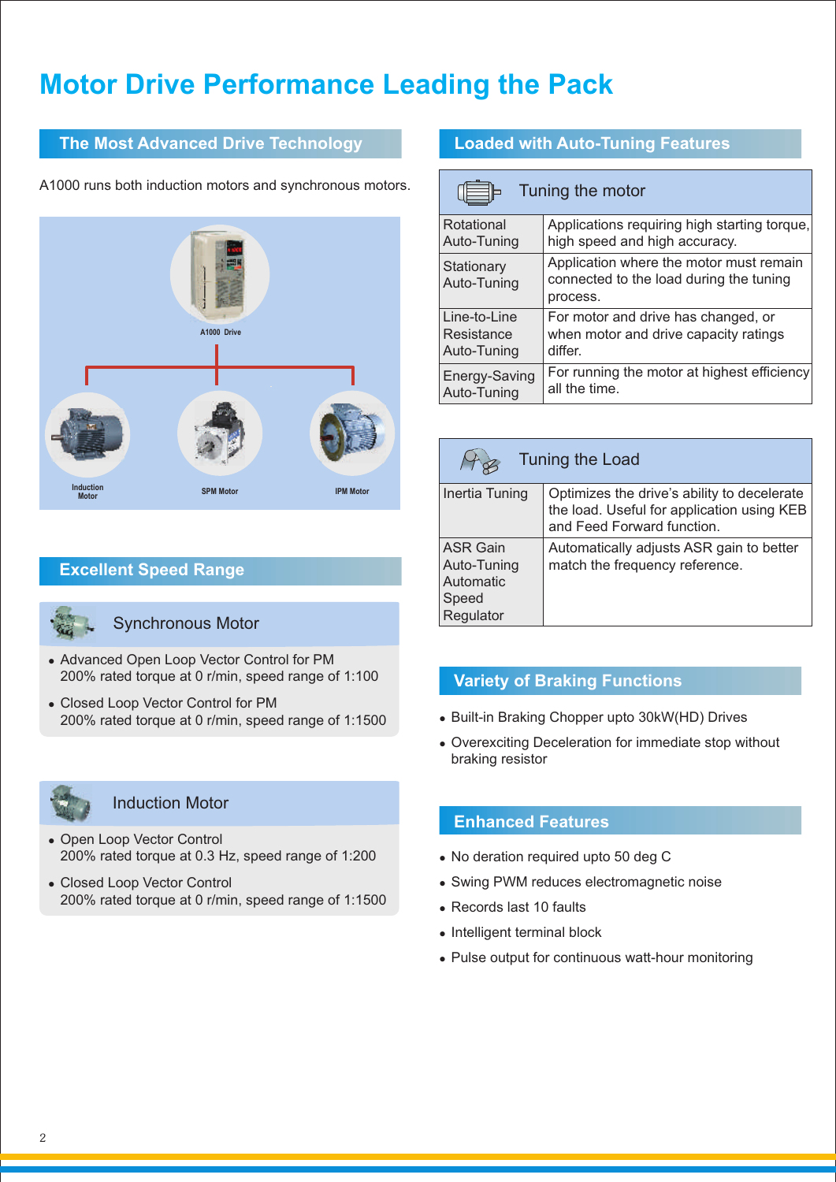# Motor Drive Performance Leading the Pack

## The Most Advanced Drive Technology

A1000 runs both induction motors and synchronous motors.

A1000 Drive

Induction Motor | SPM Motor | IPM Motor

## Excellent Speed Range

### Synchronous Motor

- Advanced Open Loop Vector Control for PM
  200% rated torque at 0 r/min, speed range of 1:100
- Closed Loop Vector Control for PM
  200% rated torque at 0 r/min, speed range of 1:1500

### Induction Motor

- Open Loop Vector Control
  200% rated torque at 0.3 Hz, speed range of 1:200
- Closed Loop Vector Control
  200% rated torque at 0 r/min, speed range of 1:1500

## Loaded with Auto-Tuning Features

| Tuning the motor | |
|---|---|
| Rotational Auto-Tuning | Applications requiring high starting torque, high speed and high accuracy. |
| Stationary Auto-Tuning | Application where the motor must remain connected to the load during the tuning process. |
| Line-to-Line Resistance Auto-Tuning | For motor and drive has changed, or when motor and drive capacity ratings differ. |
| Energy-Saving Auto-Tuning | For running the motor at highest efficiency all the time. |

| Tuning the Load | |
|---|---|
| Inertia Tuning | Optimizes the drive's ability to decelerate the load. Useful for application using KEB and Feed Forward function. |
| ASR Gain Auto-Tuning Automatic Speed Regulator | Automatically adjusts ASR gain to better match the frequency reference. |

## Variety of Braking Functions

- Built-in Braking Chopper upto 30kW(HD) Drives
- Overexciting Deceleration for immediate stop without braking resistor

## Enhanced Features

- No deration required upto 50 deg C
- Swing PWM reduces electromagnetic noise
- Records last 10 faults
- Intelligent terminal block
- Pulse output for continuous watt-hour monitoring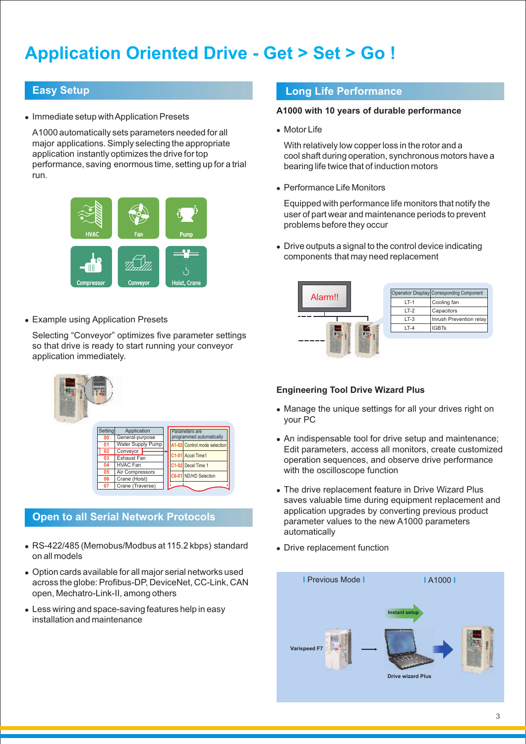# Application Oriented Drive - Get > Set > Go !

## Easy Setup

- Immediate setup with Application Presets

A1000 automatically sets parameters needed for all major applications. Simply selecting the appropriate application instantly optimizes the drive for top performance, saving enormous time, setting up for a trial run.

HVAC | Fan | Pump | Compressor | Conveyor | Hoist, Crane

- Example using Application Presets

Selecting "Conveyor" optimizes five parameter settings so that drive is ready to start running your conveyor application immediately.

| Setting | Application |
|---|---|
| 00 | General-purpose |
| 01 | Water Supply Pump |
| 02 | Conveyor |
| 03 | Exhaust Fan |
| 04 | HVAC Fan |
| 05 | Air Compressors |
| 06 | Crane (Hoist) |
| 07 | Crane (Traverse) |

| Parameters are programmed automatically | |
|---|---|
| A1-02 | Control mode selection |
| C1-01 | Accel Time1 |
| C1-02 | Decel Time 1 |
| C6-01 | ND/HD Selection |

## Open to all Serial Network Protocols

- RS-422/485 (Memobus/Modbus at 115.2 kbps) standard on all models
- Option cards available for all major serial networks used across the globe: Profibus-DP, DeviceNet, CC-Link, CAN open, Mechatro-Link-II, among others
- Less wiring and space-saving features help in easy installation and maintenance

## Long Life Performance

**A1000 with 10 years of durable performance**

- Motor Life

With relatively low copper loss in the rotor and a cool shaft during operation, synchronous motors have a bearing life twice that of induction motors

- Performance Life Monitors

Equipped with performance life monitors that notify the user of part wear and maintenance periods to prevent problems before they occur

- Drive outputs a signal to the control device indicating components that may need replacement

Alarm!!

| Operator Display | Corresponding Component |
|---|---|
| LT-1 | Cooling fan |
| LT-2 | Capacitors |
| LT-3 | Inrush Prevention relay |
| LT-4 | IGBTs |

**Engineering Tool Drive Wizard Plus**

- Manage the unique settings for all your drives right on your PC
- An indispensable tool for drive setup and maintenance; Edit parameters, access all monitors, create customized operation sequences, and observe drive performance with the oscilloscope function
- The drive replacement feature in Drive Wizard Plus saves valuable time during equipment replacement and application upgrades by converting previous product parameter values to the new A1000 parameters automatically
- Drive replacement function

Previous Mode | A1000

Varispeed F7 → Instant setup → Drive wizard Plus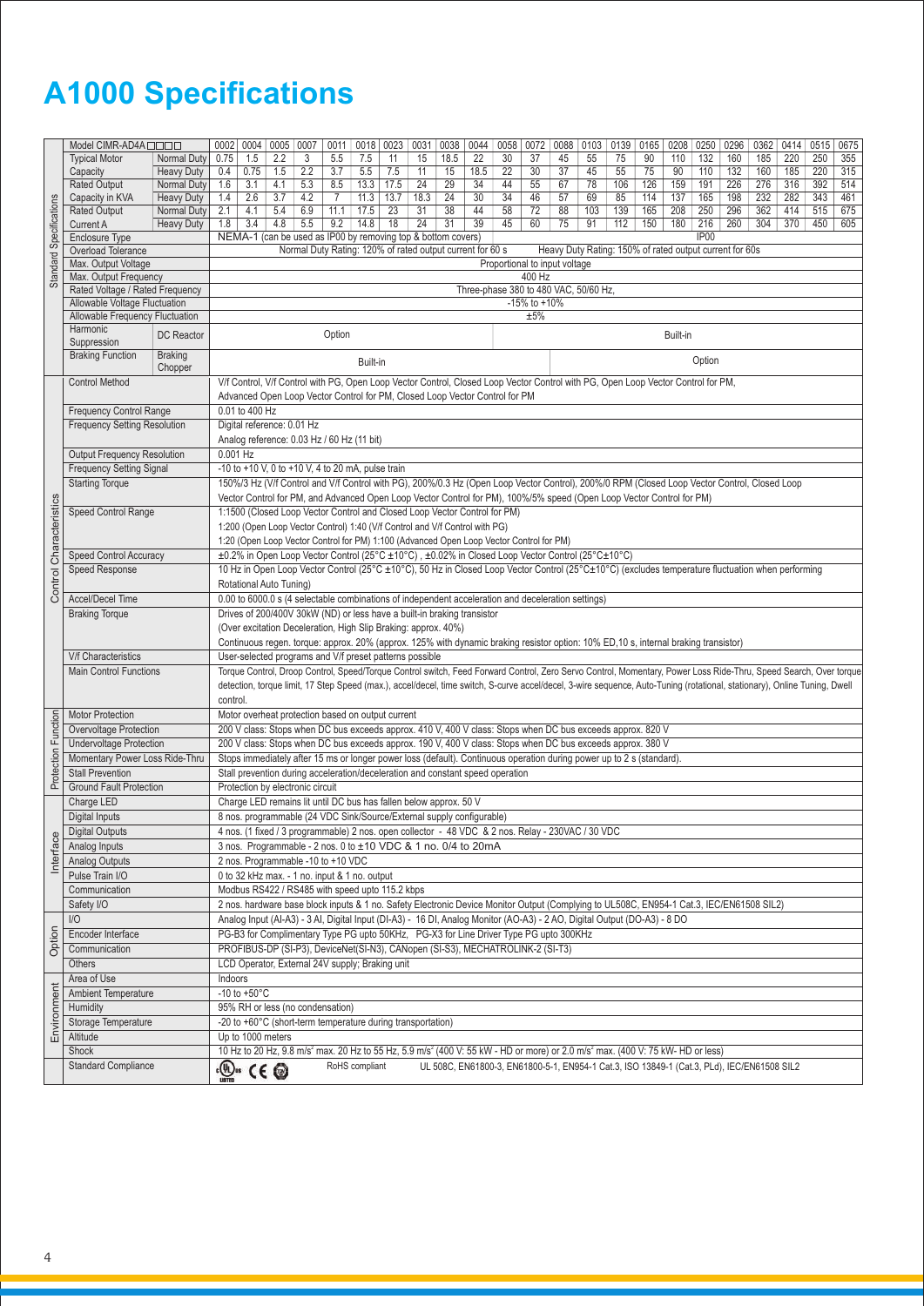# A1000 Specifications

| Section | Item | | 0002 | 0004 | 0005 | 0007 | 0011 | 0018 | 0023 | 0031 | 0038 | 0044 | 0058 | 0072 | 0088 | 0103 | 0139 | 0165 | 0208 | 0250 | 0296 | 0362 | 0414 | 0515 | 0675 |
|---|---|---|---|---|---|---|---|---|---|---|---|---|---|---|---|---|---|---|---|---|---|---|---|---|---|
| Standard Specifications | Model CIMR-AD4A□□□□ | | 0002 | 0004 | 0005 | 0007 | 0011 | 0018 | 0023 | 0031 | 0038 | 0044 | 0058 | 0072 | 0088 | 0103 | 0139 | 0165 | 0208 | 0250 | 0296 | 0362 | 0414 | 0515 | 0675 |
| | Typical Motor Capacity | Normal Duty | 0.75 | 1.5 | 2.2 | 3 | 5.5 | 7.5 | 11 | 15 | 18.5 | 22 | 30 | 37 | 45 | 55 | 75 | 90 | 110 | 132 | 160 | 185 | 220 | 250 | 355 |
| | | Heavy Duty | 0.4 | 0.75 | 1.5 | 2.2 | 3.7 | 5.5 | 7.5 | 11 | 15 | 18.5 | 22 | 30 | 37 | 45 | 55 | 75 | 90 | 110 | 132 | 160 | 185 | 220 | 315 |
| | Rated Output Capacity in KVA | Normal Duty | 1.6 | 3.1 | 4.1 | 5.3 | 8.5 | 13.3 | 17.5 | 24 | 29 | 34 | 44 | 55 | 67 | 78 | 106 | 126 | 159 | 191 | 226 | 276 | 316 | 392 | 514 |
| | | Heavy Duty | 1.4 | 2.6 | 3.7 | 4.2 | 7 | 11.3 | 13.7 | 18.3 | 24 | 30 | 34 | 46 | 57 | 69 | 85 | 114 | 137 | 165 | 198 | 232 | 282 | 343 | 461 |
| | Rated Output Current A | Normal Duty | 2.1 | 4.1 | 5.4 | 6.9 | 11.1 | 17.5 | 23 | 31 | 38 | 44 | 58 | 72 | 88 | 103 | 139 | 165 | 208 | 250 | 296 | 362 | 414 | 515 | 675 |
| | | Heavy Duty | 1.8 | 3.4 | 4.8 | 5.5 | 9.2 | 14.8 | 18 | 24 | 31 | 39 | 45 | 60 | 75 | 91 | 112 | 150 | 180 | 216 | 260 | 304 | 370 | 450 | 605 |
| | Enclosure Type | | NEMA-1 (can be used as IP00 by removing top & bottom covers) | | | | | | | | | | | | IP00 | | | | | | | | | | |
| | Overload Tolerance | | Normal Duty Rating: 120% of rated output current for 60 s | | | | | | | | | | | | Heavy Duty Rating: 150% of rated output current for 60s | | | | | | | | | | |
| | Max. Output Voltage | | Proportional to input voltage | | | | | | | | | | | | | | | | | | | | | | |
| | Max. Output Frequency | | 400 Hz | | | | | | | | | | | | | | | | | | | | | | |
| | Rated Voltage / Rated Frequency | | Three-phase 380 to 480 VAC, 50/60 Hz, | | | | | | | | | | | | | | | | | | | | | | |
| | Allowable Voltage Fluctuation | | -15% to +10% | | | | | | | | | | | | | | | | | | | | | | |
| | Allowable Frequency Fluctuation | | ±5% | | | | | | | | | | | | | | | | | | | | | | |
| | Harmonic Suppression | DC Reactor | Option | | | | | | | | | | Built-in | | | | | | | | | | | | |
| | Braking Function | Braking Chopper | Built-in | | | | | | | | | | | | | Option | | | | | | | | | |

| Section | Item | Specification |
|---|---|---|
| Control Characteristics | Control Method | V/f Control, V/f Control with PG, Open Loop Vector Control, Closed Loop Vector Control with PG, Open Loop Vector Control for PM, Advanced Open Loop Vector Control for PM, Closed Loop Vector Control for PM |
| | Frequency Control Range | 0.01 to 400 Hz |
| | Frequency Setting Resolution | Digital reference: 0.01 Hz<br>Analog reference: 0.03 Hz / 60 Hz (11 bit) |
| | Output Frequency Resolution | 0.001 Hz |
| | Frequency Setting Signal | -10 to +10 V, 0 to +10 V, 4 to 20 mA, pulse train |
| | Starting Torque | 150%/3 Hz (V/f Control and V/f Control with PG), 200%/0.3 Hz (Open Loop Vector Control), 200%/0 RPM (Closed Loop Vector Control, Closed Loop Vector Control for PM, and Advanced Open Loop Vector Control for PM), 100%/5% speed (Open Loop Vector Control for PM) |
| | Speed Control Range | 1:1500 (Closed Loop Vector Control and Closed Loop Vector Control for PM)<br>1:200 (Open Loop Vector Control) 1:40 (V/f Control and V/f Control with PG)<br>1:20 (Open Loop Vector Control for PM) 1:100 (Advanced Open Loop Vector Control for PM) |
| | Speed Control Accuracy | ±0.2% in Open Loop Vector Control (25°C ±10°C) , ±0.02% in Closed Loop Vector Control (25°C±10°C) |
| | Speed Response | 10 Hz in Open Loop Vector Control (25°C ±10°C), 50 Hz in Closed Loop Vector Control (25°C±10°C) (excludes temperature fluctuation when performing Rotational Auto Tuning) |
| | Accel/Decel Time | 0.00 to 6000.0 s (4 selectable combinations of independent acceleration and deceleration settings) |
| | Braking Torque | Drives of 200/400V 30kW (ND) or less have a built-in braking transistor<br>(Over excitation Deceleration, High Slip Braking: approx. 40%)<br>Continuous regen. torque: approx. 20% (approx. 125% with dynamic braking resistor option: 10% ED,10 s, internal braking transistor) |
| | V/f Characteristics | User-selected programs and V/f preset patterns possible |
| | Main Control Functions | Torque Control, Droop Control, Speed/Torque Control switch, Feed Forward Control, Zero Servo Control, Momentary, Power Loss Ride-Thru, Speed Search, Over torque detection, torque limit, 17 Step Speed (max.), accel/decel, time switch, S-curve accel/decel, 3-wire sequence, Auto-Tuning (rotational, stationary), Online Tuning, Dwell control. |
| Protection Function | Motor Protection | Motor overheat protection based on output current |
| | Overvoltage Protection | 200 V class: Stops when DC bus exceeds approx. 410 V, 400 V class: Stops when DC bus exceeds approx. 820 V |
| | Undervoltage Protection | 200 V class: Stops when DC bus exceeds approx. 190 V, 400 V class: Stops when DC bus exceeds approx. 380 V |
| | Momentary Power Loss Ride-Thru | Stops immediately after 15 ms or longer power loss (default). Continuous operation during power up to 2 s (standard). |
| | Stall Prevention | Stall prevention during acceleration/deceleration and constant speed operation |
| | Ground Fault Protection | Protection by electronic circuit |
| Interface | Charge LED | Charge LED remains lit until DC bus has fallen below approx. 50 V |
| | Digital Inputs | 8 nos. programmable (24 VDC Sink/Source/External supply configurable) |
| | Digital Outputs | 4 nos. (1 fixed / 3 programmable) 2 nos. open collector - 48 VDC & 2 nos. Relay - 230VAC / 30 VDC |
| | Analog Inputs | 3 nos. Programmable - 2 nos. 0 to ±10 VDC & 1 no. 0/4 to 20mA |
| | Analog Outputs | 2 nos. Programmable -10 to +10 VDC |
| | Pulse Train I/O | 0 to 32 kHz max. - 1 no. input & 1 no. output |
| | Communication | Modbus RS422 / RS485 with speed upto 115.2 kbps |
| | Safety I/O | 2 nos. hardware base block inputs & 1 no. Safety Electronic Device Monitor Output (Complying to UL508C, EN954-1 Cat.3, IEC/EN61508 SIL2) |
| Option | I/O | Analog Input (AI-A3) - 3 AI, Digital Input (DI-A3) - 16 DI, Analog Monitor (AO-A3) - 2 AO, Digital Output (DO-A3) - 8 DO |
| | Encoder Interface | PG-B3 for Complimentary Type PG upto 50KHz, PG-X3 for Line Driver Type PG upto 300KHz |
| | Communication | PROFIBUS-DP (SI-P3), DeviceNet(SI-N3), CANopen (SI-S3), MECHATROLINK-2 (SI-T3) |
| | Others | LCD Operator, External 24V supply; Braking unit |
| Environment | Area of Use | Indoors |
| | Ambient Temperature | -10 to +50°C |
| | Humidity | 95% RH or less (no condensation) |
| | Storage Temperature | -20 to +60°C (short-term temperature during transportation) |
| | Altitude | Up to 1000 meters |
| | Shock | 10 Hz to 20 Hz, 9.8 m/s² max. 20 Hz to 55 Hz, 5.9 m/s² (400 V: 55 kW - HD or more) or 2.0 m/s² max. (400 V: 75 kW- HD or less) |
| | Standard Compliance | cULus LISTED, CE, TÜV — RoHS compliant — UL 508C, EN61800-3, EN61800-5-1, EN954-1 Cat.3, ISO 13849-1 (Cat.3, PLd), IEC/EN61508 SIL2 |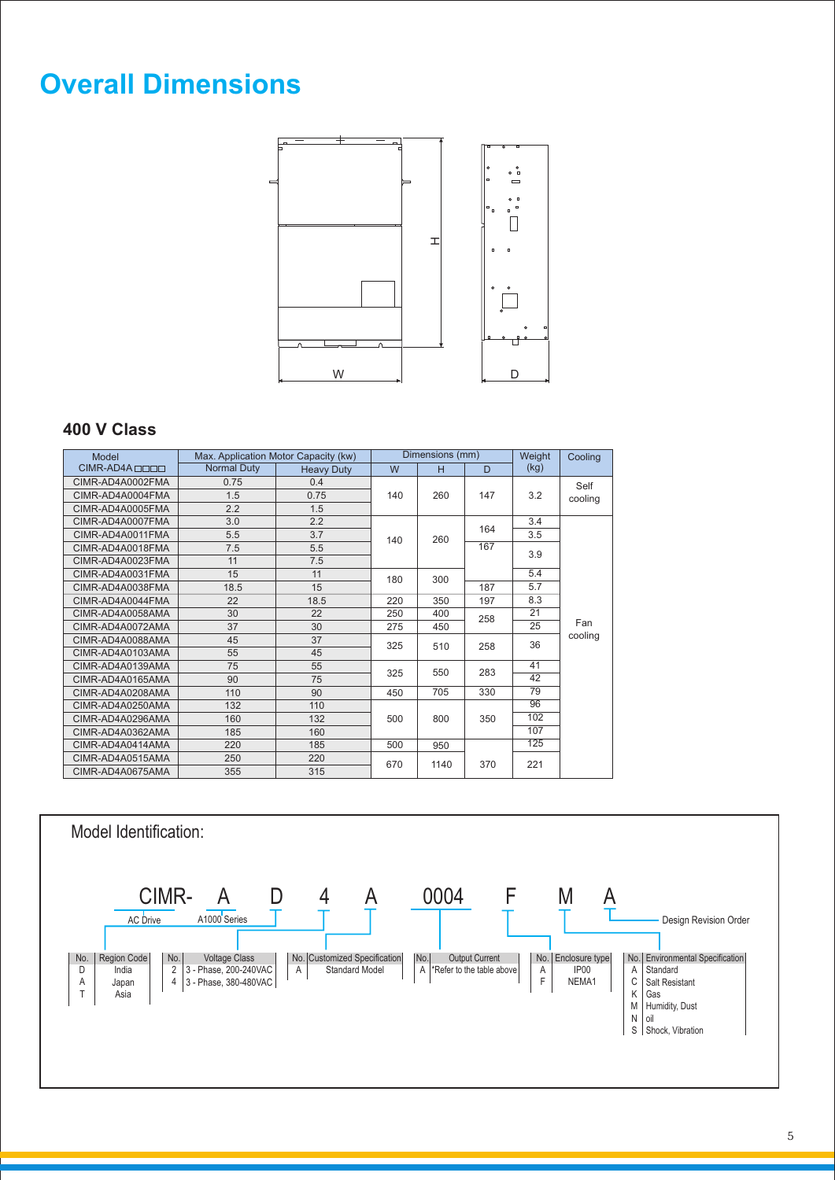# Overall Dimensions

## 400 V Class

| Model | Max. Application Motor Capacity (kw) | | Dimensions (mm) | | | Weight | Cooling |
|---|---|---|---|---|---|---|---|
| CIMR-AD4A□□□□ | Normal Duty | Heavy Duty | W | H | D | (kg) | |
| CIMR-AD4A0002FMA | 0.75 | 0.4 | 140 | 260 | 147 | 3.2 | Self cooling |
| CIMR-AD4A0004FMA | 1.5 | 0.75 | 140 | 260 | 147 | 3.2 | Self cooling |
| CIMR-AD4A0005FMA | 2.2 | 1.5 | 140 | 260 | 147 | 3.2 | Fan cooling |
| CIMR-AD4A0007FMA | 3.0 | 2.2 | 140 | 260 | 164 | 3.4 | Fan cooling |
| CIMR-AD4A0011FMA | 5.5 | 3.7 | 140 | 260 | 164 | 3.5 | Fan cooling |
| CIMR-AD4A0018FMA | 7.5 | 5.5 | 140 | 260 | 167 | 3.9 | Fan cooling |
| CIMR-AD4A0023FMA | 11 | 7.5 | 140 | 260 | 167 | 3.9 | Fan cooling |
| CIMR-AD4A0031FMA | 15 | 11 | 180 | 300 | 167 | 5.4 | Fan cooling |
| CIMR-AD4A0038FMA | 18.5 | 15 | 180 | 300 | 187 | 5.7 | Fan cooling |
| CIMR-AD4A0044FMA | 22 | 18.5 | 220 | 350 | 197 | 8.3 | Fan cooling |
| CIMR-AD4A0058AMA | 30 | 22 | 250 | 400 | 258 | 21 | Fan cooling |
| CIMR-AD4A0072AMA | 37 | 30 | 275 | 450 | 258 | 25 | Fan cooling |
| CIMR-AD4A0088AMA | 45 | 37 | 325 | 510 | 258 | 36 | Fan cooling |
| CIMR-AD4A0103AMA | 55 | 45 | 325 | 510 | 258 | 36 | Fan cooling |
| CIMR-AD4A0139AMA | 75 | 55 | 325 | 550 | 283 | 41 | Fan cooling |
| CIMR-AD4A0165AMA | 90 | 75 | 325 | 550 | 283 | 42 | Fan cooling |
| CIMR-AD4A0208AMA | 110 | 90 | 450 | 705 | 330 | 79 | Fan cooling |
| CIMR-AD4A0250AMA | 132 | 110 | 500 | 800 | 350 | 96 | Fan cooling |
| CIMR-AD4A0296AMA | 160 | 132 | 500 | 800 | 350 | 102 | Fan cooling |
| CIMR-AD4A0362AMA | 185 | 160 | 500 | 800 | 350 | 107 | Fan cooling |
| CIMR-AD4A0414AMA | 220 | 185 | 500 | 950 | 370 | 125 | Fan cooling |
| CIMR-AD4A0515AMA | 250 | 220 | 670 | 1140 | 370 | 221 | Fan cooling |
| CIMR-AD4A0675AMA | 355 | 315 | 670 | 1140 | 370 | 221 | Fan cooling |

## Model Identification:

CIMR- A D 4 A 0004 F M A

- CIMR-: AC Drive
- A: A1000 Series
- A (last): Design Revision Order

| No. | Region Code |
|---|---|
| D | India |
| A | Japan |
| T | Asia |

| No. | Voltage Class |
|---|---|
| 2 | 3 - Phase, 200-240VAC |
| 4 | 3 - Phase, 380-480VAC |

| No. | Customized Specification |
|---|---|
| A | Standard Model |

| No. | Output Current |
|---|---|
| A | *Refer to the table above |

| No. | Enclosure type |
|---|---|
| A | IP00 |
| F | NEMA1 |

| No. | Environmental Specification |
|---|---|
| A | Standard |
| C | Salt Resistant |
| K | Gas |
| M | Humidity, Dust |
| N | oil |
| S | Shock, Vibration |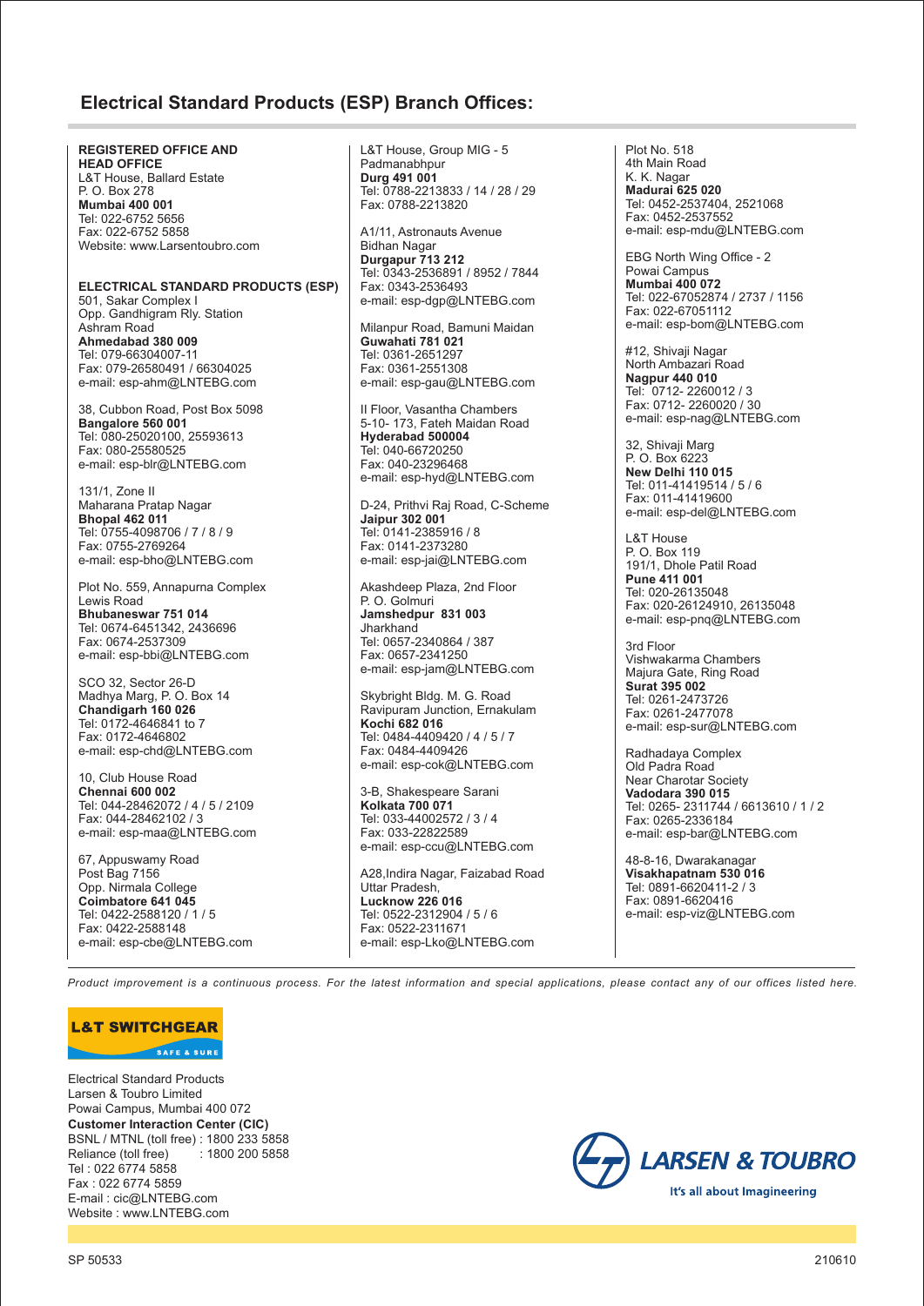## Electrical Standard Products (ESP) Branch Offices:

**REGISTERED OFFICE AND HEAD OFFICE**
L&T House, Ballard Estate
P. O. Box 278
**Mumbai 400 001**
Tel: 022-6752 5656
Fax: 022-6752 5858
Website: www.Larsentoubro.com

**ELECTRICAL STANDARD PRODUCTS (ESP)**
501, Sakar Complex I
Opp. Gandhigram Rly. Station
Ashram Road
**Ahmedabad 380 009**
Tel: 079-66304007-11
Fax: 079-26580491 / 66304025
e-mail: esp-ahm@LNTEBG.com

38, Cubbon Road, Post Box 5098
**Bangalore 560 001**
Tel: 080-25020100, 25593613
Fax: 080-25580525
e-mail: esp-blr@LNTEBG.com

131/1, Zone II
Maharana Pratap Nagar
**Bhopal 462 011**
Tel: 0755-4098706 / 7 / 8 / 9
Fax: 0755-2769264
e-mail: esp-bho@LNTEBG.com

Plot No. 559, Annapurna Complex
Lewis Road
**Bhubaneswar 751 014**
Tel: 0674-6451342, 2436696
Fax: 0674-2537309
e-mail: esp-bbi@LNTEBG.com

SCO 32, Sector 26-D
Madhya Marg, P. O. Box 14
**Chandigarh 160 026**
Tel: 0172-4646841 to 7
Fax: 0172-4646802
e-mail: esp-chd@LNTEBG.com

10, Club House Road
**Chennai 600 002**
Tel: 044-28462072 / 4 / 5 / 2109
Fax: 044-28462102 / 3
e-mail: esp-maa@LNTEBG.com

67, Appuswamy Road
Post Bag 7156
Opp. Nirmala College
**Coimbatore 641 045**
Tel: 0422-2588120 / 1 / 5
Fax: 0422-2588148
e-mail: esp-cbe@LNTEBG.com

L&T House, Group MIG - 5
Padmanabhpur
**Durg 491 001**
Tel: 0788-2213833 / 14 / 28 / 29
Fax: 0788-2213820

A1/11, Astronauts Avenue
Bidhan Nagar
**Durgapur 713 212**
Tel: 0343-2536891 / 8952 / 7844
Fax: 0343-2536493
e-mail: esp-dgp@LNTEBG.com

Milanpur Road, Bamuni Maidan
**Guwahati 781 021**
Tel: 0361-2651297
Fax: 0361-2551308
e-mail: esp-gau@LNTEBG.com

II Floor, Vasantha Chambers
5-10- 173, Fateh Maidan Road
**Hyderabad 500004**
Tel: 040-66720250
Fax: 040-23296468
e-mail: esp-hyd@LNTEBG.com

D-24, Prithvi Raj Road, C-Scheme
**Jaipur 302 001**
Tel: 0141-2385916 / 8
Fax: 0141-2373280
e-mail: esp-jai@LNTEBG.com

Akashdeep Plaza, 2nd Floor
P. O. Golmuri
**Jamshedpur 831 003**
Jharkhand
Tel: 0657-2340864 / 387
Fax: 0657-2341250
e-mail: esp-jam@LNTEBG.com

Skybright Bldg. M. G. Road
Ravipuram Junction, Ernakulam
**Kochi 682 016**
Tel: 0484-4409420 / 4 / 5 / 7
Fax: 0484-4409426
e-mail: esp-cok@LNTEBG.com

3-B, Shakespeare Sarani
**Kolkata 700 071**
Tel: 033-44002572 / 3 / 4
Fax: 033-22822589
e-mail: esp-ccu@LNTEBG.com

A28,Indira Nagar, Faizabad Road
Uttar Pradesh,
**Lucknow 226 016**
Tel: 0522-2312904 / 5 / 6
Fax: 0522-2311671
e-mail: esp-Lko@LNTEBG.com

Plot No. 518
4th Main Road
K. K. Nagar
**Madurai 625 020**
Tel: 0452-2537404, 2521068
Fax: 0452-2537552
e-mail: esp-mdu@LNTEBG.com

EBG North Wing Office - 2
Powai Campus
**Mumbai 400 072**
Tel: 022-67052874 / 2737 / 1156
Fax: 022-67051112
e-mail: esp-bom@LNTEBG.com

#12, Shivaji Nagar
North Ambazari Road
**Nagpur 440 010**
Tel: 0712- 2260012 / 3
Fax: 0712- 2260020 / 30
e-mail: esp-nag@LNTEBG.com

32, Shivaji Marg
P. O. Box 6223
**New Delhi 110 015**
Tel: 011-41419514 / 5 / 6
Fax: 011-41419600
e-mail: esp-del@LNTEBG.com

L&T House
P. O. Box 119
191/1, Dhole Patil Road
**Pune 411 001**
Tel: 020-26135048
Fax: 020-26124910, 26135048
e-mail: esp-pnq@LNTEBG.com

3rd Floor
Vishwakarma Chambers
Majura Gate, Ring Road
**Surat 395 002**
Tel: 0261-2473726
Fax: 0261-2477078
e-mail: esp-sur@LNTEBG.com

Radhadaya Complex
Old Padra Road
Near Charotar Society
**Vadodara 390 015**
Tel: 0265- 2311744 / 6613610 / 1 / 2
Fax: 0265-2336184
e-mail: esp-bar@LNTEBG.com

48-8-16, Dwarakanagar
**Visakhapatnam 530 016**
Tel: 0891-6620411-2 / 3
Fax: 0891-6620416
e-mail: esp-viz@LNTEBG.com

*Product improvement is a continuous process. For the latest information and special applications, please contact any of our offices listed here.*

**L&T SWITCHGEAR**
SAFE & SURE

Electrical Standard Products
Larsen & Toubro Limited
Powai Campus, Mumbai 400 072
**Customer Interaction Center (CIC)**
BSNL / MTNL (toll free) : 1800 233 5858
Reliance (toll free) : 1800 200 5858
Tel : 022 6774 5858
Fax : 022 6774 5859
E-mail : cic@LNTEBG.com
Website : www.LNTEBG.com

**LARSEN & TOUBRO**
It's all about Imagineering

SP 50533 210610